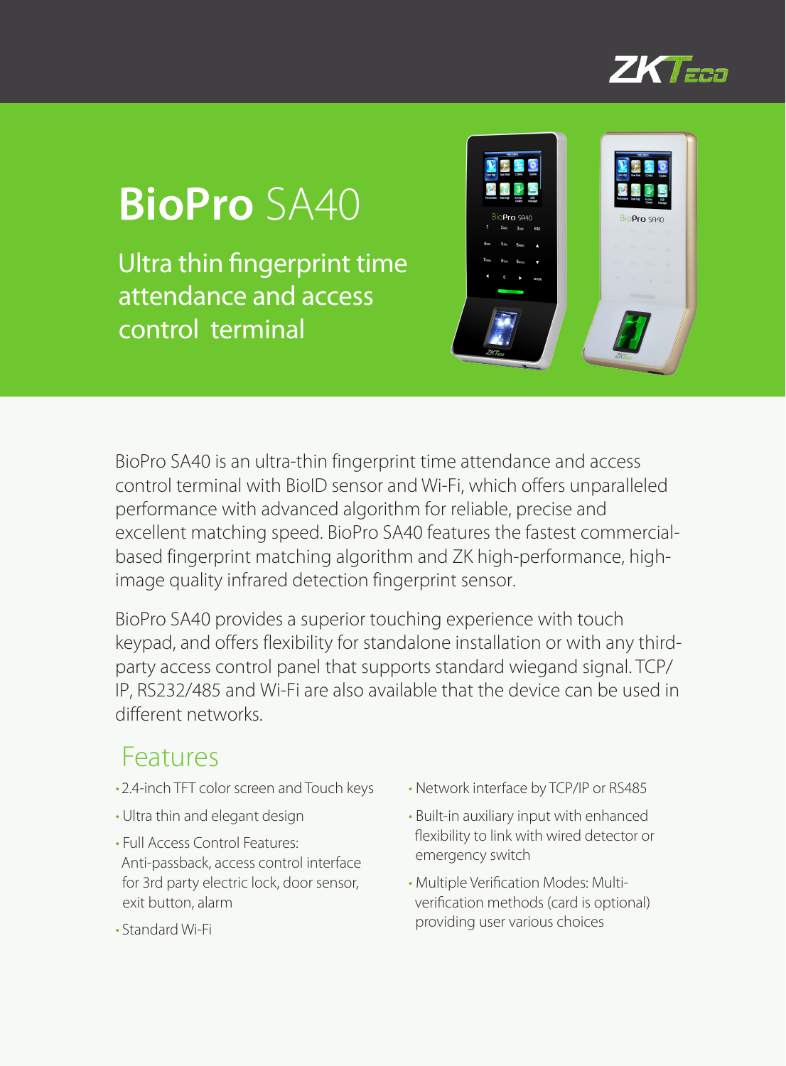# BioPro SA40

## Ultra thin fingerprint time attendance and access control terminal

BioPro SA40 is an ultra-thin fingerprint time attendance and access control terminal with BioID sensor and Wi-Fi, which offers unparalleled performance with advanced algorithm for reliable, precise and excellent matching speed. BioPro SA40 features the fastest commercial-based fingerprint matching algorithm and ZK high-performance, high-image quality infrared detection fingerprint sensor.

BioPro SA40 provides a superior touching experience with touch keypad, and offers flexibility for standalone installation or with any third-party access control panel that supports standard wiegand signal. TCP/IP, RS232/485 and Wi-Fi are also available that the device can be used in different networks.

## Features

- 2.4-inch TFT color screen and Touch keys
- Ultra thin and elegant design
- Full Access Control Features: Anti-passback, access control interface for 3rd party electric lock, door sensor, exit button, alarm
- Standard Wi-Fi
- Network interface by TCP/IP or RS485
- Built-in auxiliary input with enhanced flexibility to link with wired detector or emergency switch
- Multiple Verification Modes: Multi-verification methods (card is optional) providing user various choices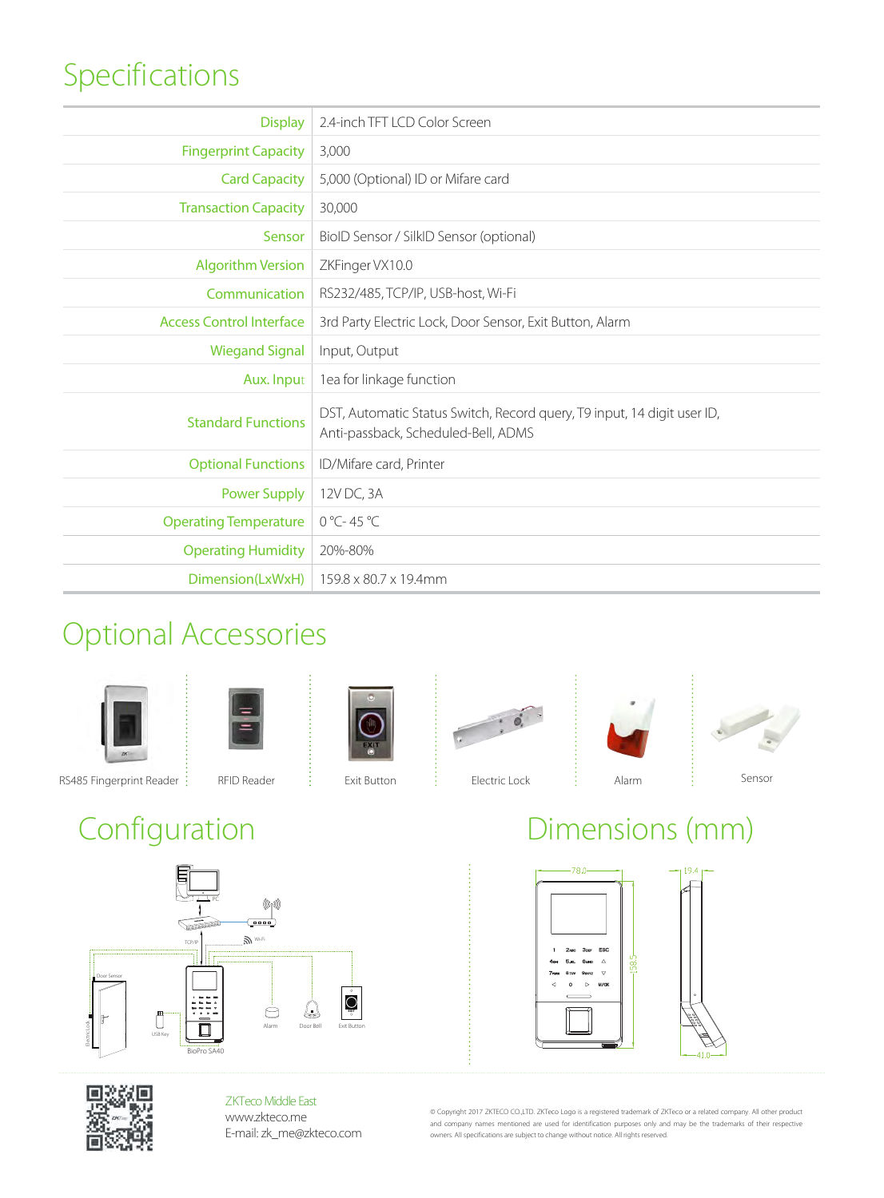# Specifications

| | |
|---|---|
| Display | 2.4-inch TFT LCD Color Screen |
| Fingerprint Capacity | 3,000 |
| Card Capacity | 5,000 (Optional) ID or Mifare card |
| Transaction Capacity | 30,000 |
| Sensor | BioID Sensor / SilkID Sensor (optional) |
| Algorithm Version | ZKFinger VX10.0 |
| Communication | RS232/485, TCP/IP, USB-host, Wi-Fi |
| Access Control Interface | 3rd Party Electric Lock, Door Sensor, Exit Button, Alarm |
| Wiegand Signal | Input, Output |
| Aux. Input | 1ea for linkage function |
| Standard Functions | DST, Automatic Status Switch, Record query, T9 input, 14 digit user ID, Anti-passback, Scheduled-Bell, ADMS |
| Optional Functions | ID/Mifare card, Printer |
| Power Supply | 12V DC, 3A |
| Operating Temperature | 0 °C- 45 °C |
| Operating Humidity | 20%-80% |
| Dimension(LxWxH) | 159.8 x 80.7 x 19.4mm |

# Optional Accessories

RS485 Fingerprint Reader

RFID Reader

Exit Button

Electric Lock

Alarm

Sensor

# Configuration

PC

TCP/IP

Wi-Fi

Door Sensor

Electric Lock

USB Key

BioPro SA40

Alarm

Door Bell

Exit Button

# Dimensions (mm)

78.0

158.5

19.4

41.0

ZKTeco Middle East
www.zkteco.me
E-mail: zk_me@zkteco.com

© Copyright 2017 ZKTECO CO.,LTD. ZKTeco Logo is a registered trademark of ZKTeco or a related company. All other product and company names mentioned are used for identification purposes only and may be the trademarks of their respective owners. All specifications are subject to change without notice. All rights reserved.